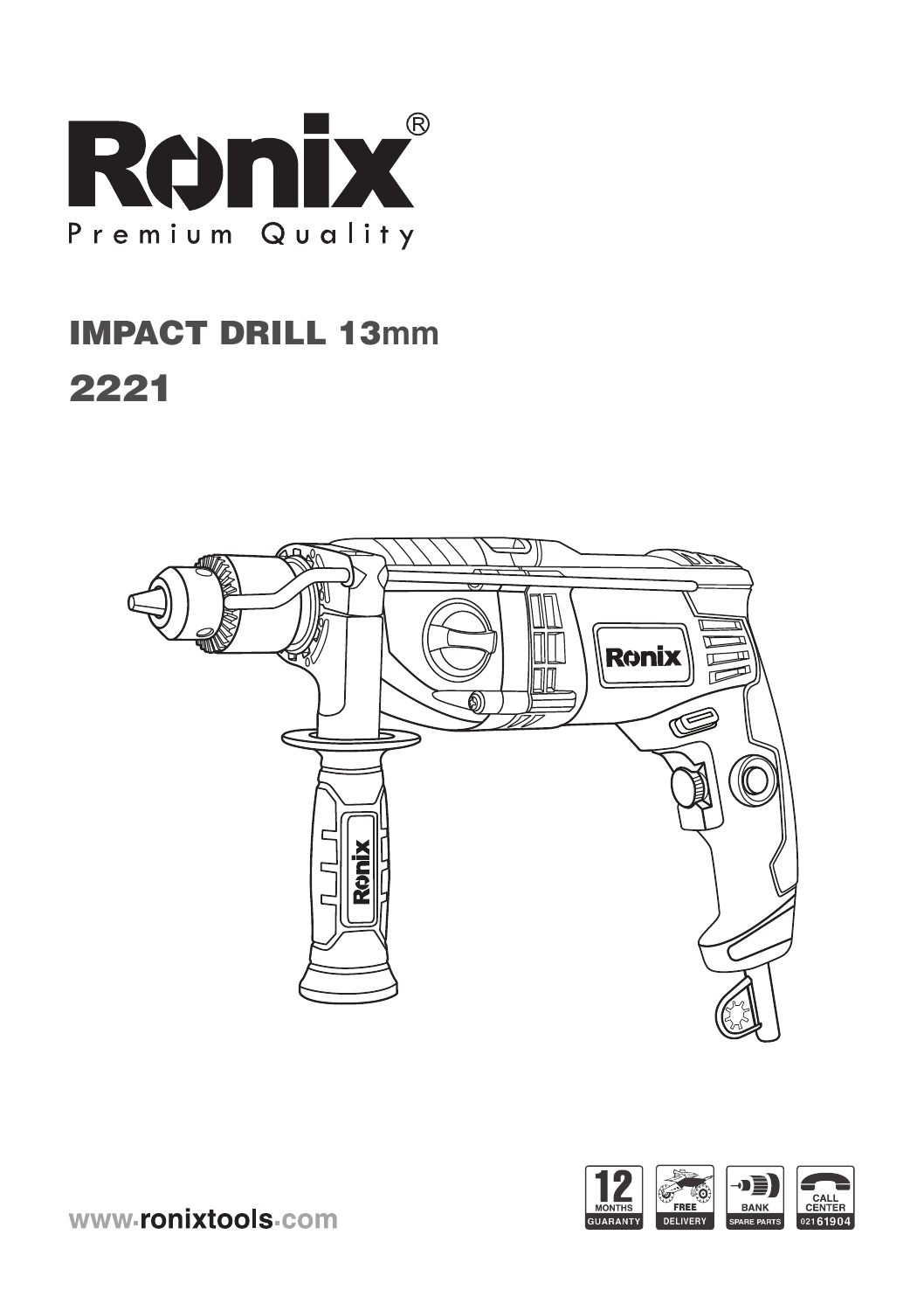# Ronix®

Premium Quality

## IMPACT DRILL 13mm

## 2221

www.ronixtools.com

12 MONTHS GUARANTY

FREE DELIVERY

BANK SPARE PARTS

CALL CENTER 021 61904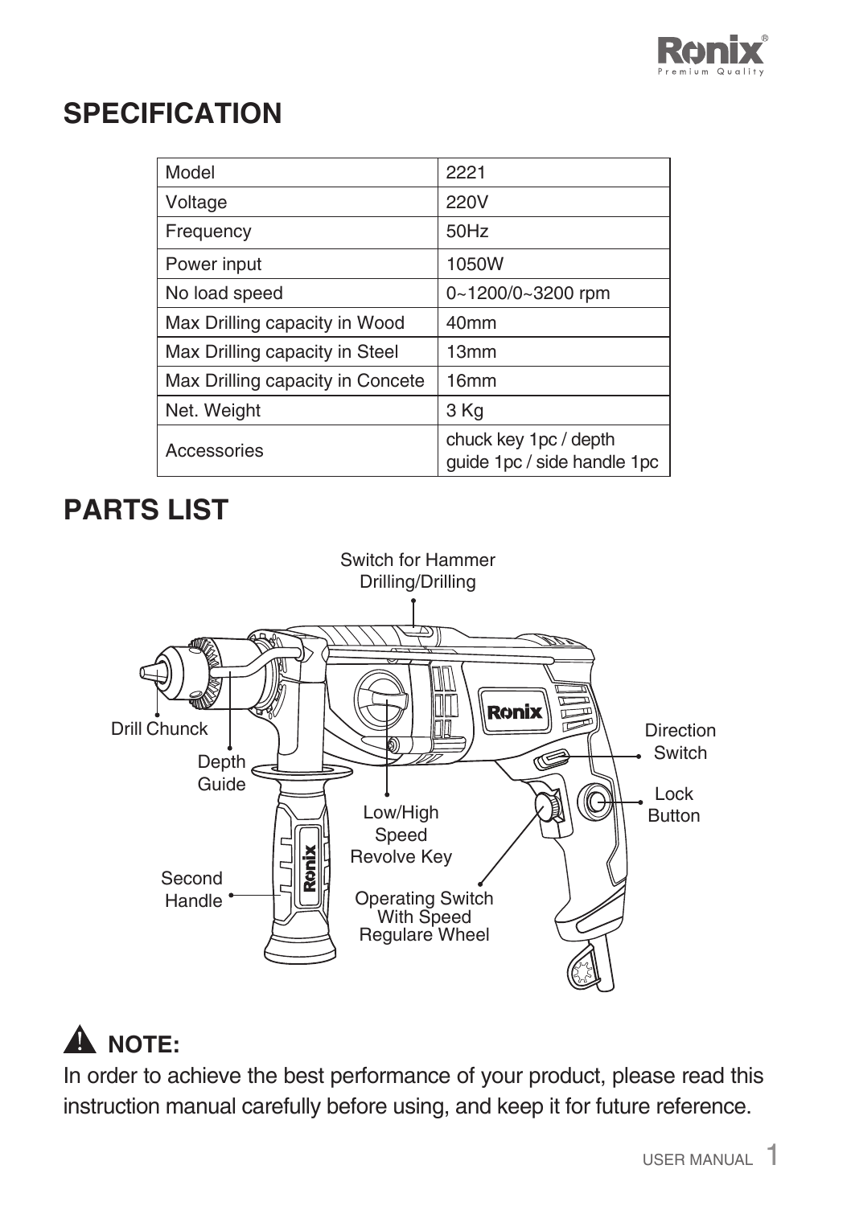## SPECIFICATION

| Model | 2221 |
|---|---|
| Voltage | 220V |
| Frequency | 50Hz |
| Power input | 1050W |
| No load speed | 0~1200/0~3200 rpm |
| Max Drilling capacity in Wood | 40mm |
| Max Drilling capacity in Steel | 13mm |
| Max Drilling capacity in Concete | 16mm |
| Net. Weight | 3 Kg |
| Accessories | chuck key 1pc / depth guide 1pc / side handle 1pc |

## PARTS LIST

Switch for Hammer Drilling/Drilling

Drill Chunck

Depth Guide

Second Handle

Low/High Speed Revolve Key

Operating Switch With Speed Regulare Wheel

Direction Switch

Lock Button

### ⚠ NOTE:

In order to achieve the best performance of your product, please read this instruction manual carefully before using, and keep it for future reference.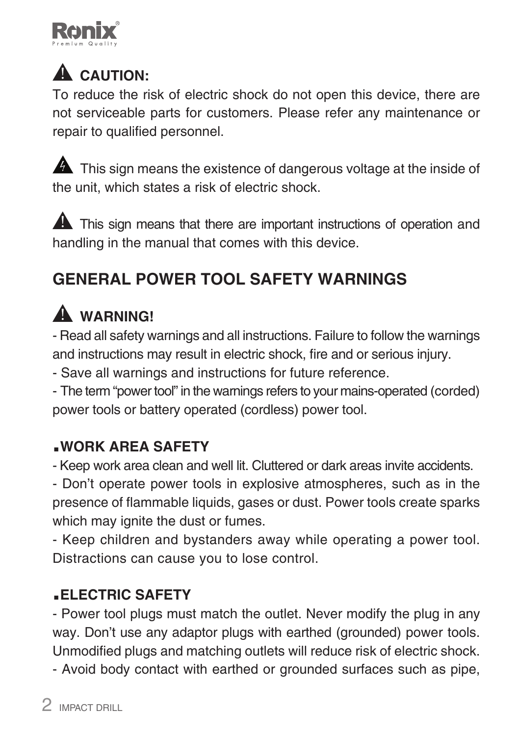## ⚠ CAUTION:

To reduce the risk of electric shock do not open this device, there are not serviceable parts for customers. Please refer any maintenance or repair to qualified personnel.

⚠ This sign means the existence of dangerous voltage at the inside of the unit, which states a risk of electric shock.

⚠ This sign means that there are important instructions of operation and handling in the manual that comes with this device.

## GENERAL POWER TOOL SAFETY WARNINGS

### ⚠ WARNING!

- Read all safety warnings and all instructions. Failure to follow the warnings and instructions may result in electric shock, fire and or serious injury.
- Save all warnings and instructions for future reference.
- The term “power tool” in the warnings refers to your mains-operated (corded) power tools or battery operated (cordless) power tool.

### ▪WORK AREA SAFETY

- Keep work area clean and well lit. Cluttered or dark areas invite accidents.
- Don’t operate power tools in explosive atmospheres, such as in the presence of flammable liquids, gases or dust. Power tools create sparks which may ignite the dust or fumes.
- Keep children and bystanders away while operating a power tool. Distractions can cause you to lose control.

### ▪ELECTRIC SAFETY

- Power tool plugs must match the outlet. Never modify the plug in any way. Don’t use any adaptor plugs with earthed (grounded) power tools. Unmodified plugs and matching outlets will reduce risk of electric shock.
- Avoid body contact with earthed or grounded surfaces such as pipe,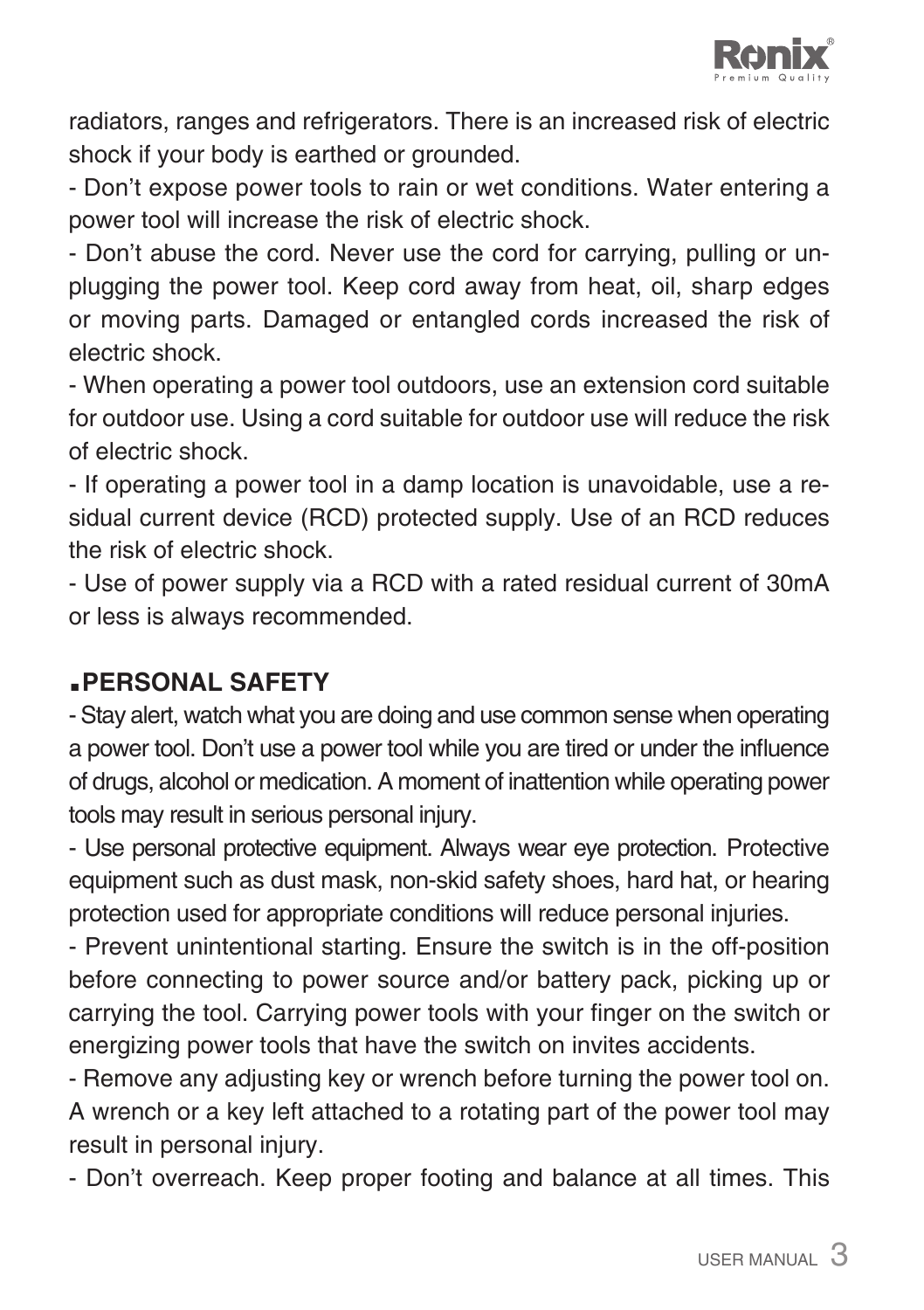radiators, ranges and refrigerators. There is an increased risk of electric shock if your body is earthed or grounded.

- Don't expose power tools to rain or wet conditions. Water entering a power tool will increase the risk of electric shock.
- Don't abuse the cord. Never use the cord for carrying, pulling or unplugging the power tool. Keep cord away from heat, oil, sharp edges or moving parts. Damaged or entangled cords increased the risk of electric shock.
- When operating a power tool outdoors, use an extension cord suitable for outdoor use. Using a cord suitable for outdoor use will reduce the risk of electric shock.
- If operating a power tool in a damp location is unavoidable, use a residual current device (RCD) protected supply. Use of an RCD reduces the risk of electric shock.
- Use of power supply via a RCD with a rated residual current of 30mA or less is always recommended.

## ▪PERSONAL SAFETY

- Stay alert, watch what you are doing and use common sense when operating a power tool. Don't use a power tool while you are tired or under the influence of drugs, alcohol or medication. A moment of inattention while operating power tools may result in serious personal injury.
- Use personal protective equipment. Always wear eye protection. Protective equipment such as dust mask, non-skid safety shoes, hard hat, or hearing protection used for appropriate conditions will reduce personal injuries.
- Prevent unintentional starting. Ensure the switch is in the off-position before connecting to power source and/or battery pack, picking up or carrying the tool. Carrying power tools with your finger on the switch or energizing power tools that have the switch on invites accidents.
- Remove any adjusting key or wrench before turning the power tool on. A wrench or a key left attached to a rotating part of the power tool may result in personal injury.
- Don't overreach. Keep proper footing and balance at all times. This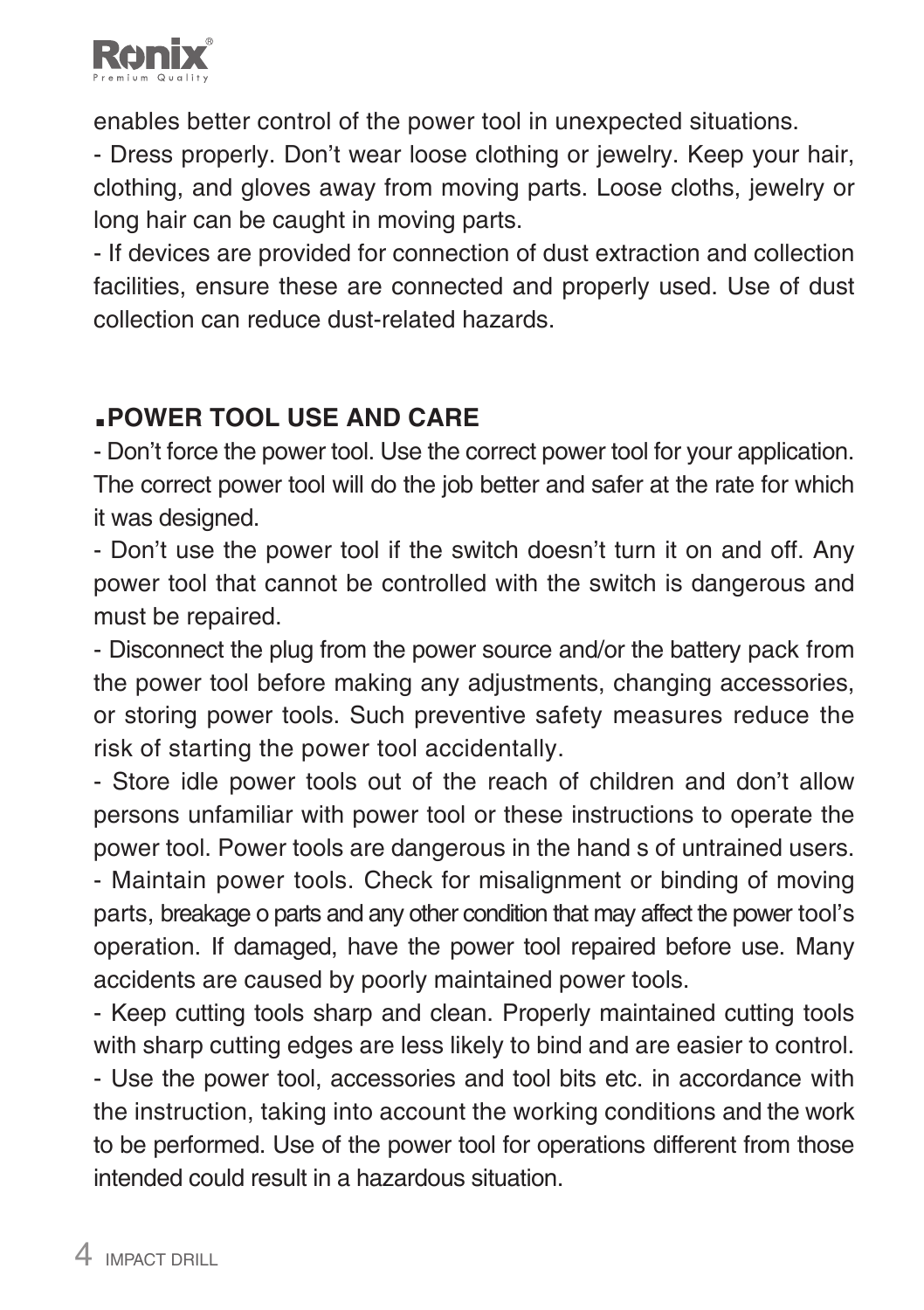enables better control of the power tool in unexpected situations.

- Dress properly. Don't wear loose clothing or jewelry. Keep your hair, clothing, and gloves away from moving parts. Loose cloths, jewelry or long hair can be caught in moving parts.

- If devices are provided for connection of dust extraction and collection facilities, ensure these are connected and properly used. Use of dust collection can reduce dust-related hazards.

## ▪POWER TOOL USE AND CARE

- Don't force the power tool. Use the correct power tool for your application. The correct power tool will do the job better and safer at the rate for which it was designed.

- Don't use the power tool if the switch doesn't turn it on and off. Any power tool that cannot be controlled with the switch is dangerous and must be repaired.

- Disconnect the plug from the power source and/or the battery pack from the power tool before making any adjustments, changing accessories, or storing power tools. Such preventive safety measures reduce the risk of starting the power tool accidentally.

- Store idle power tools out of the reach of children and don't allow persons unfamiliar with power tool or these instructions to operate the power tool. Power tools are dangerous in the hand s of untrained users.

- Maintain power tools. Check for misalignment or binding of moving parts, breakage o parts and any other condition that may affect the power tool's operation. If damaged, have the power tool repaired before use. Many accidents are caused by poorly maintained power tools.

- Keep cutting tools sharp and clean. Properly maintained cutting tools with sharp cutting edges are less likely to bind and are easier to control.

- Use the power tool, accessories and tool bits etc. in accordance with the instruction, taking into account the working conditions and the work to be performed. Use of the power tool for operations different from those intended could result in a hazardous situation.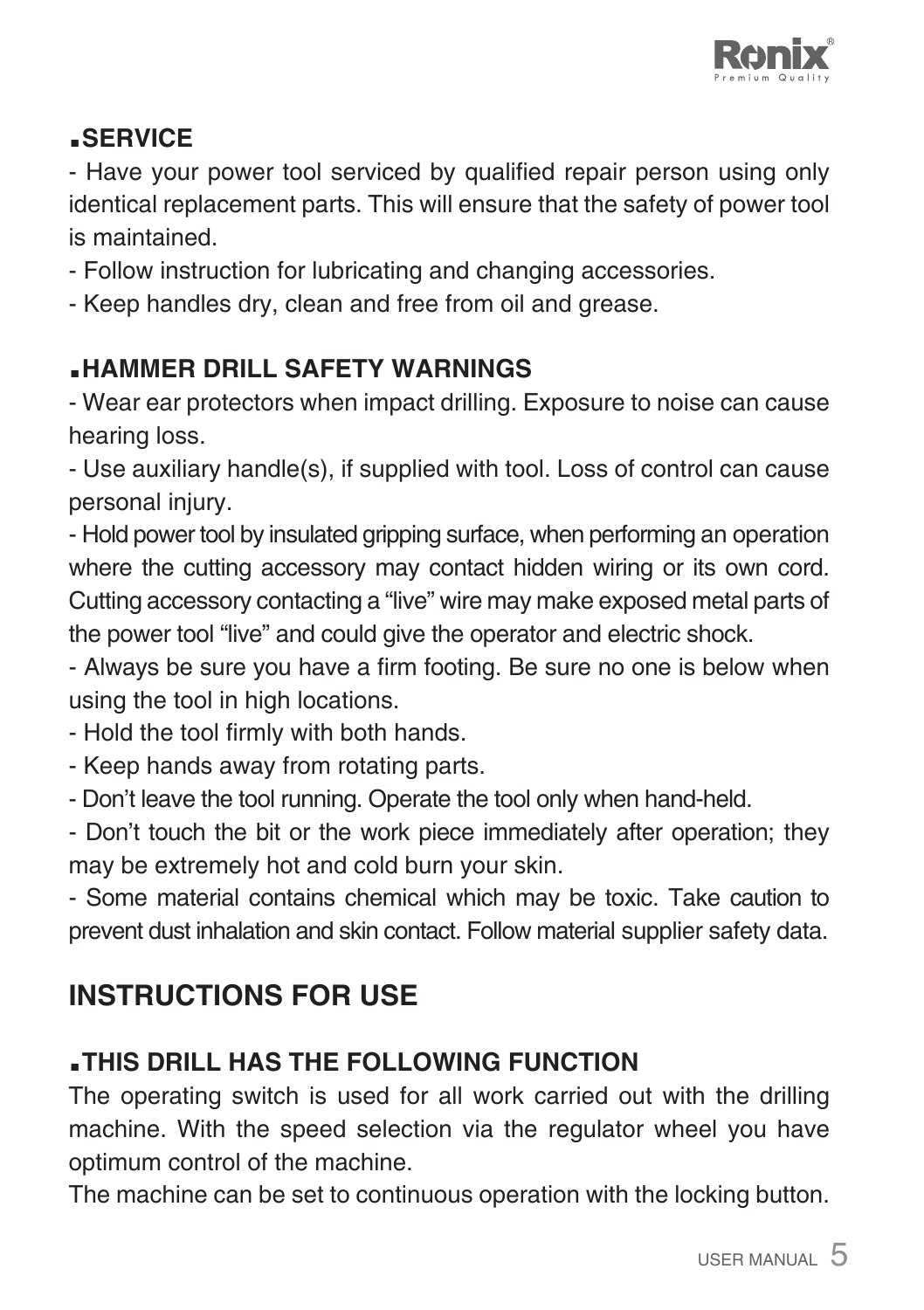### SERVICE

- Have your power tool serviced by qualified repair person using only identical replacement parts. This will ensure that the safety of power tool is maintained.
- Follow instruction for lubricating and changing accessories.
- Keep handles dry, clean and free from oil and grease.

### HAMMER DRILL SAFETY WARNINGS

- Wear ear protectors when impact drilling. Exposure to noise can cause hearing loss.
- Use auxiliary handle(s), if supplied with tool. Loss of control can cause personal injury.
- Hold power tool by insulated gripping surface, when performing an operation where the cutting accessory may contact hidden wiring or its own cord. Cutting accessory contacting a “live” wire may make exposed metal parts of the power tool “live” and could give the operator and electric shock.
- Always be sure you have a firm footing. Be sure no one is below when using the tool in high locations.
- Hold the tool firmly with both hands.
- Keep hands away from rotating parts.
- Don’t leave the tool running. Operate the tool only when hand-held.
- Don’t touch the bit or the work piece immediately after operation; they may be extremely hot and cold burn your skin.
- Some material contains chemical which may be toxic. Take caution to prevent dust inhalation and skin contact. Follow material supplier safety data.

## INSTRUCTIONS FOR USE

### THIS DRILL HAS THE FOLLOWING FUNCTION

The operating switch is used for all work carried out with the drilling machine. With the speed selection via the regulator wheel you have optimum control of the machine.

The machine can be set to continuous operation with the locking button.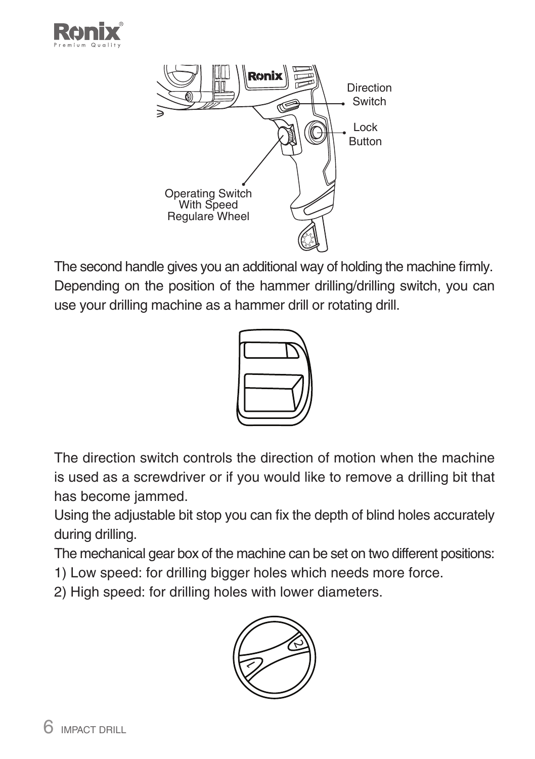Direction Switch

Lock Button

Operating Switch With Speed Regulare Wheel

The second handle gives you an additional way of holding the machine firmly. Depending on the position of the hammer drilling/drilling switch, you can use your drilling machine as a hammer drill or rotating drill.

The direction switch controls the direction of motion when the machine is used as a screwdriver or if you would like to remove a drilling bit that has become jammed.

Using the adjustable bit stop you can fix the depth of blind holes accurately during drilling.

The mechanical gear box of the machine can be set on two different positions:

1) Low speed: for drilling bigger holes which needs more force.
2) High speed: for drilling holes with lower diameters.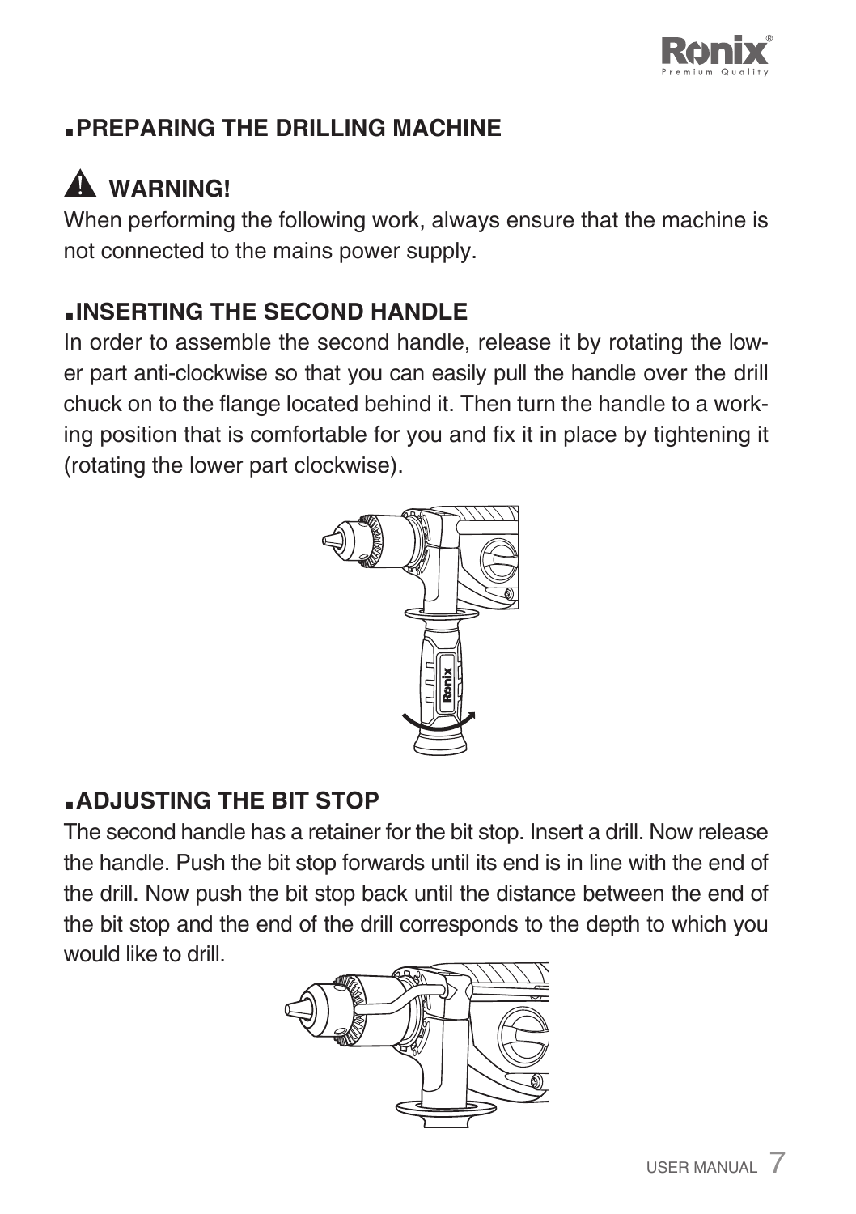## PREPARING THE DRILLING MACHINE

### ⚠ WARNING!

When performing the following work, always ensure that the machine is not connected to the mains power supply.

## INSERTING THE SECOND HANDLE

In order to assemble the second handle, release it by rotating the lower part anti-clockwise so that you can easily pull the handle over the drill chuck on to the flange located behind it. Then turn the handle to a working position that is comfortable for you and fix it in place by tightening it (rotating the lower part clockwise).

## ADJUSTING THE BIT STOP

The second handle has a retainer for the bit stop. Insert a drill. Now release the handle. Push the bit stop forwards until its end is in line with the end of the drill. Now push the bit stop back until the distance between the end of the bit stop and the end of the drill corresponds to the depth to which you would like to drill.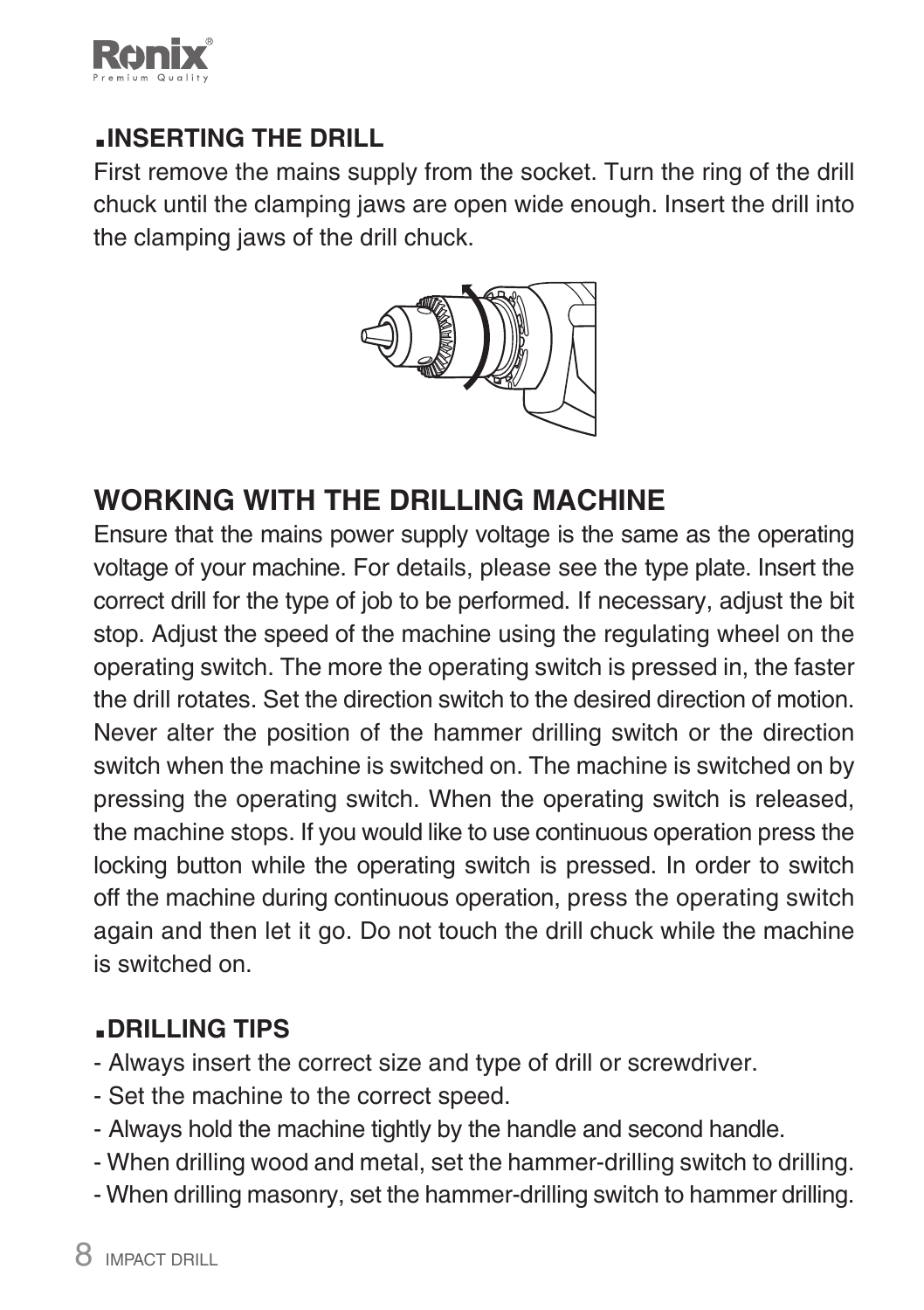### INSERTING THE DRILL

First remove the mains supply from the socket. Turn the ring of the drill chuck until the clamping jaws are open wide enough. Insert the drill into the clamping jaws of the drill chuck.

## WORKING WITH THE DRILLING MACHINE

Ensure that the mains power supply voltage is the same as the operating voltage of your machine. For details, please see the type plate. Insert the correct drill for the type of job to be performed. If necessary, adjust the bit stop. Adjust the speed of the machine using the regulating wheel on the operating switch. The more the operating switch is pressed in, the faster the drill rotates. Set the direction switch to the desired direction of motion. Never alter the position of the hammer drilling switch or the direction switch when the machine is switched on. The machine is switched on by pressing the operating switch. When the operating switch is released, the machine stops. If you would like to use continuous operation press the locking button while the operating switch is pressed. In order to switch off the machine during continuous operation, press the operating switch again and then let it go. Do not touch the drill chuck while the machine is switched on.

### DRILLING TIPS

- Always insert the correct size and type of drill or screwdriver.
- Set the machine to the correct speed.
- Always hold the machine tightly by the handle and second handle.
- When drilling wood and metal, set the hammer-drilling switch to drilling.
- When drilling masonry, set the hammer-drilling switch to hammer drilling.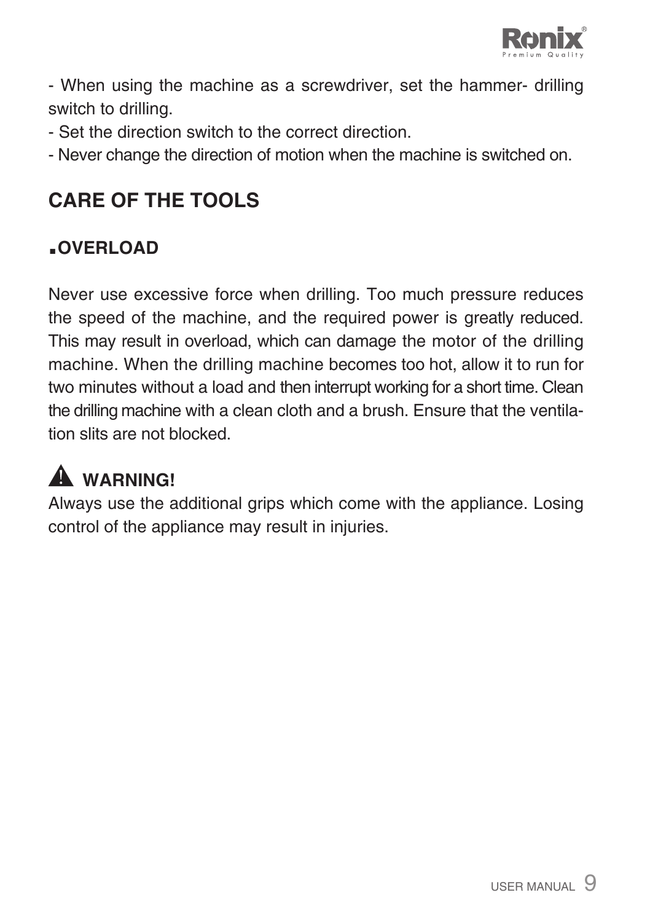- When using the machine as a screwdriver, set the hammer- drilling switch to drilling.
- Set the direction switch to the correct direction.
- Never change the direction of motion when the machine is switched on.

## CARE OF THE TOOLS

### .OVERLOAD

Never use excessive force when drilling. Too much pressure reduces the speed of the machine, and the required power is greatly reduced. This may result in overload, which can damage the motor of the drilling machine. When the drilling machine becomes too hot, allow it to run for two minutes without a load and then interrupt working for a short time. Clean the drilling machine with a clean cloth and a brush. Ensure that the ventilation slits are not blocked.

**⚠ WARNING!**

Always use the additional grips which come with the appliance. Losing control of the appliance may result in injuries.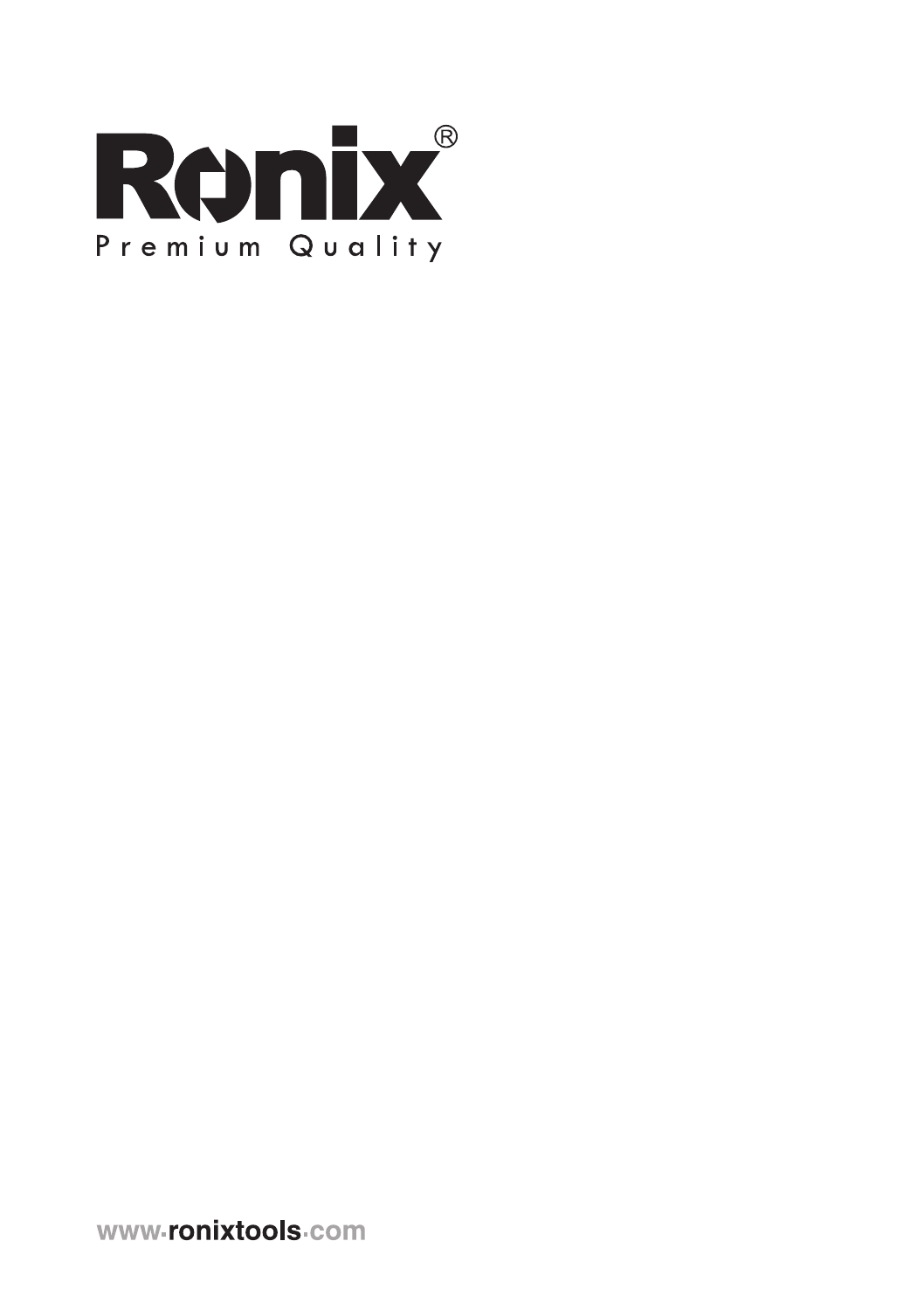# Ronix®

Premium Quality

www.ronixtools.com